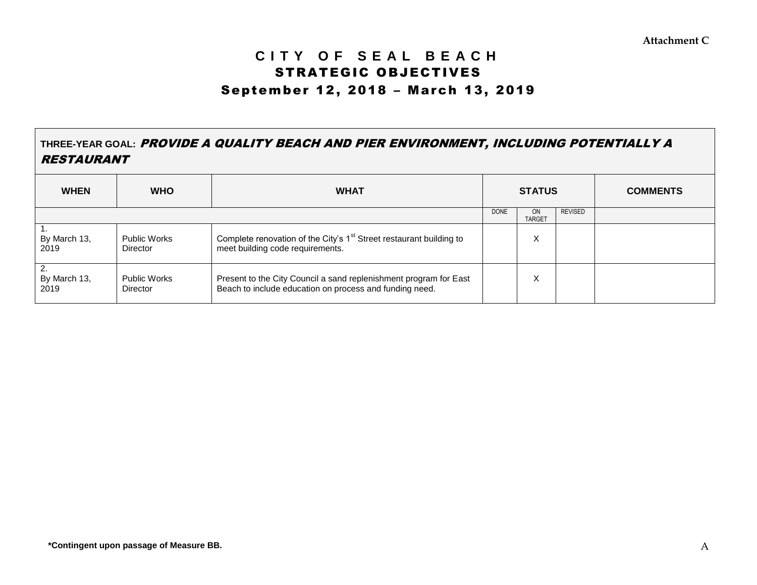Attachment C

# CITY OF SEAL BEACH
## STRATEGIC OBJECTIVES
### September 12, 2018 – March 13, 2019

| THREE-YEAR GOAL: ***PROVIDE A QUALITY BEACH AND PIER ENVIRONMENT, INCLUDING POTENTIALLY A RESTAURANT*** | | | | | | |
|---|---|---|---|---|---|---|
| **WHEN** | **WHO** | **WHAT** | **STATUS** | | | **COMMENTS** |
| | | | DONE | ON TARGET | REVISED | |
| 1. By March 13, 2019 | Public Works Director | Complete renovation of the City's 1st Street restaurant building to meet building code requirements. | | X | | |
| 2. By March 13, 2019 | Public Works Director | Present to the City Council a sand replenishment program for East Beach to include education on process and funding need. | | X | | |

**\*Contingent upon passage of Measure BB.**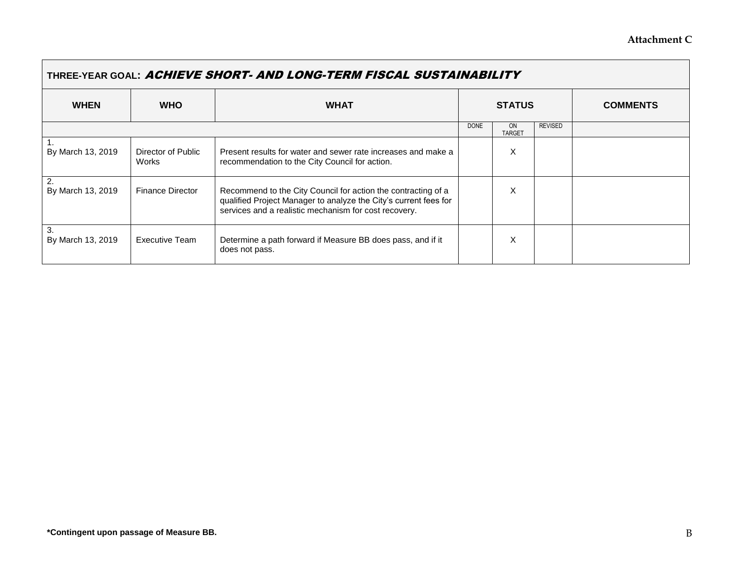**Attachment C**

| THREE-YEAR GOAL: ***ACHIEVE SHORT- AND LONG-TERM FISCAL SUSTAINABILITY*** | | | | | | |
|---|---|---|---|---|---|---|
| **WHEN** | **WHO** | **WHAT** | **STATUS** | | | **COMMENTS** |
| | | | DONE | ON TARGET | REVISED | |
| 1. By March 13, 2019 | Director of Public Works | Present results for water and sewer rate increases and make a recommendation to the City Council for action. | | X | | |
| 2. By March 13, 2019 | Finance Director | Recommend to the City Council for action the contracting of a qualified Project Manager to analyze the City's current fees for services and a realistic mechanism for cost recovery. | | X | | |
| 3. By March 13, 2019 | Executive Team | Determine a path forward if Measure BB does pass, and if it does not pass. | | X | | |

**\*Contingent upon passage of Measure BB.**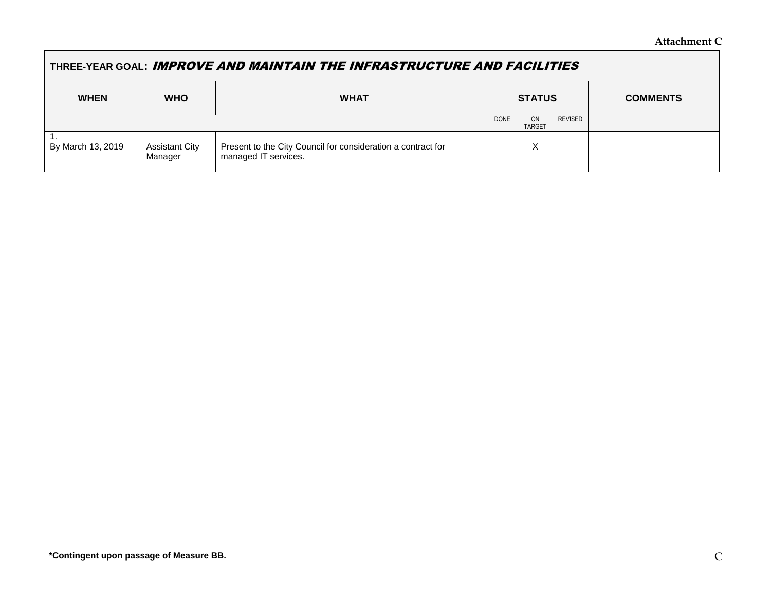**Attachment C**

| **THREE-YEAR GOAL:** ***IMPROVE AND MAINTAIN THE INFRASTRUCTURE AND FACILITIES*** | | | | | | |
|---|---|---|---|---|---|---|
| **WHEN** | **WHO** | **WHAT** | **STATUS** | | | **COMMENTS** |
| | | | DONE | ON TARGET | REVISED | |
| 1. By March 13, 2019 | Assistant City Manager | Present to the City Council for consideration a contract for managed IT services. | | X | | |

**\*Contingent upon passage of Measure BB.**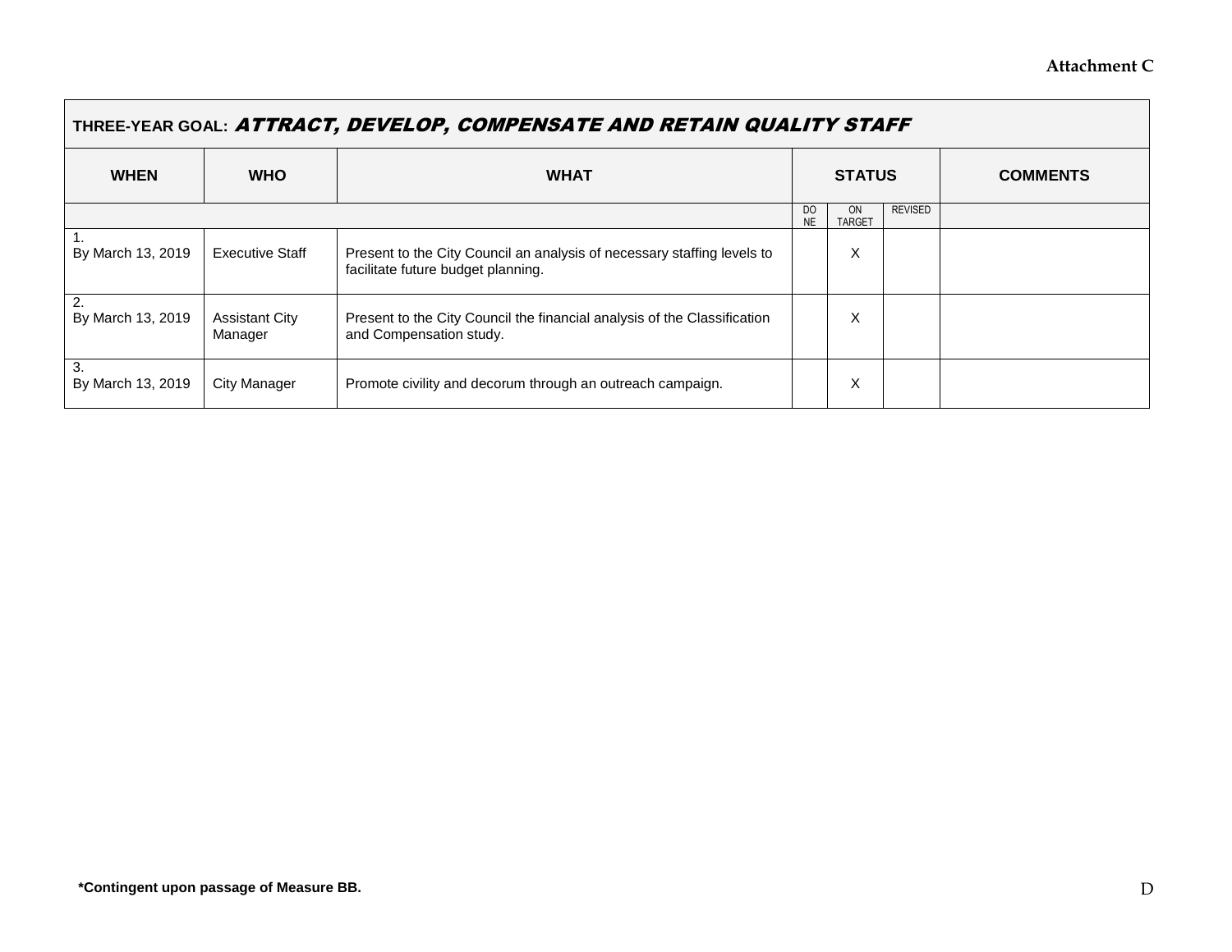**Attachment C**

| **THREE-YEAR GOAL:** ***ATTRACT, DEVELOP, COMPENSATE AND RETAIN QUALITY STAFF*** | | | | | | |
|---|---|---|---|---|---|---|
| **WHEN** | **WHO** | **WHAT** | **STATUS** | | | **COMMENTS** |
| | | | DONE | ON TARGET | REVISED | |
| 1. By March 13, 2019 | Executive Staff | Present to the City Council an analysis of necessary staffing levels to facilitate future budget planning. | | X | | |
| 2. By March 13, 2019 | Assistant City Manager | Present to the City Council the financial analysis of the Classification and Compensation study. | | X | | |
| 3. By March 13, 2019 | City Manager | Promote civility and decorum through an outreach campaign. | | X | | |

**\*Contingent upon passage of Measure BB.**

D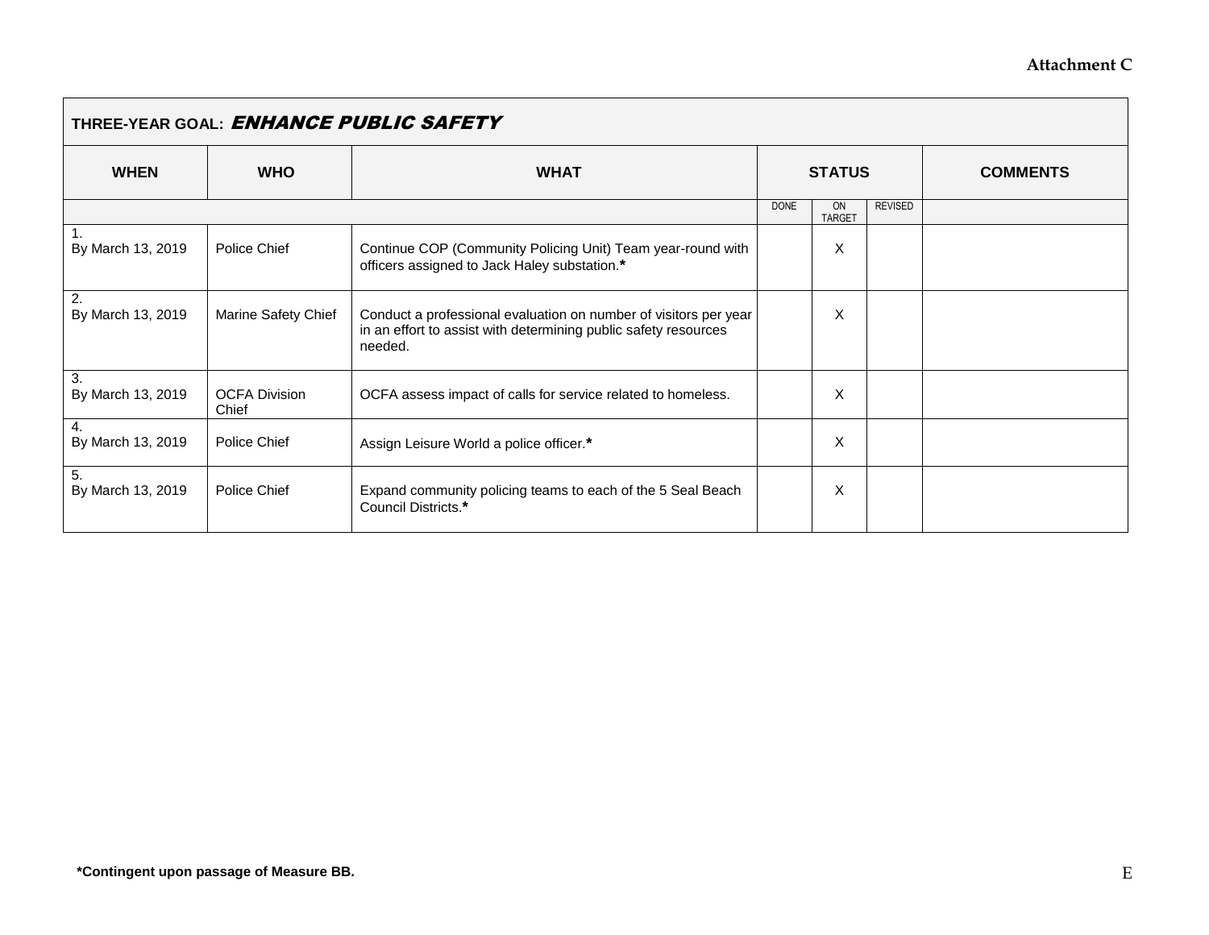**Attachment C**

| THREE-YEAR GOAL: ***ENHANCE PUBLIC SAFETY*** | | | | | | |
|---|---|---|---|---|---|---|
| **WHEN** | **WHO** | **WHAT** | **STATUS** | | | **COMMENTS** |
| | | | DONE | ON TARGET | REVISED | |
| 1. By March 13, 2019 | Police Chief | Continue COP (Community Policing Unit) Team year-round with officers assigned to Jack Haley substation.**\*** | | X | | |
| 2. By March 13, 2019 | Marine Safety Chief | Conduct a professional evaluation on number of visitors per year in an effort to assist with determining public safety resources needed. | | X | | |
| 3. By March 13, 2019 | OCFA Division Chief | OCFA assess impact of calls for service related to homeless. | | X | | |
| 4. By March 13, 2019 | Police Chief | Assign Leisure World a police officer.**\*** | | X | | |
| 5. By March 13, 2019 | Police Chief | Expand community policing teams to each of the 5 Seal Beach Council Districts.**\*** | | X | | |

**\*Contingent upon passage of Measure BB.**